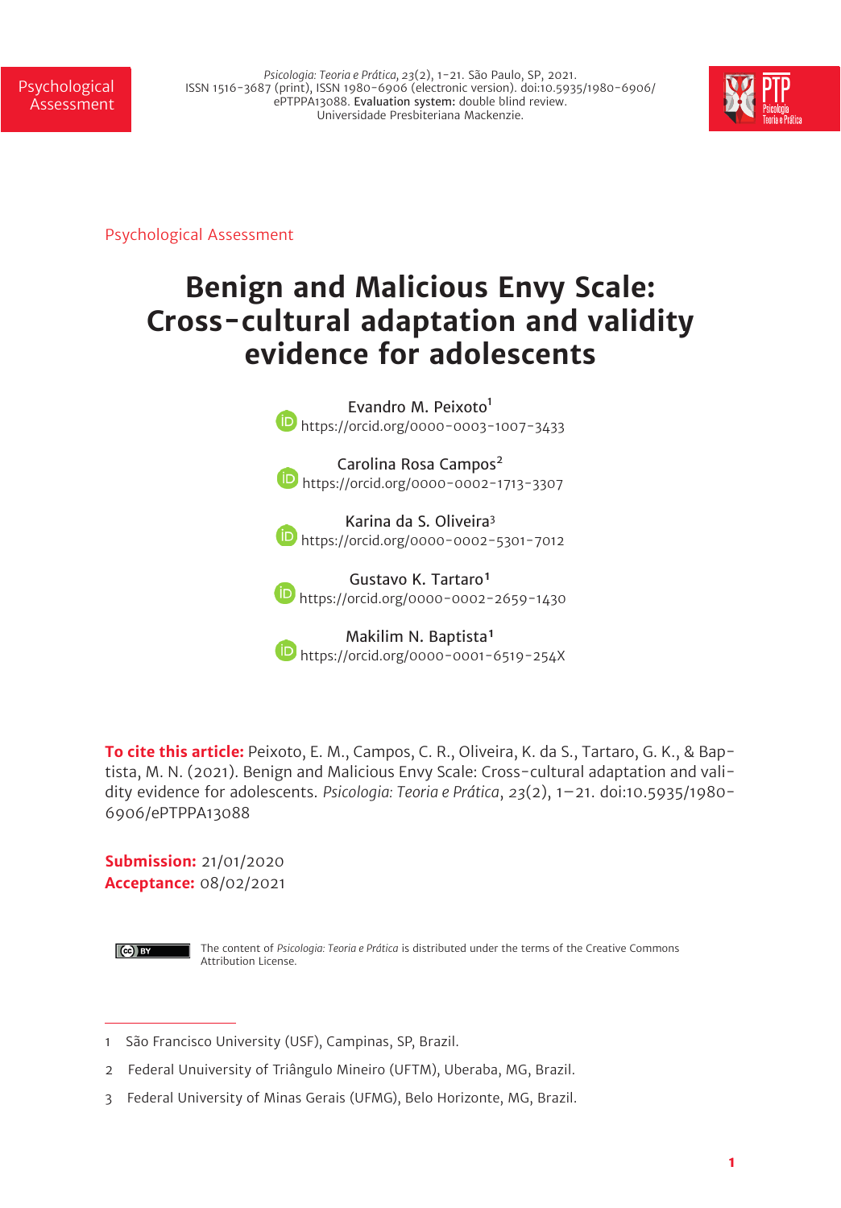Psychological Assessment

# Benign and Malicious Envy Scale: Cross-cultural adaptation and validity evidence for adolescents

Evandro M. Peixoto[1]
https://orcid.org/0000-0003-1007-3433

Carolina Rosa Campos[2]
https://orcid.org/0000-0002-1713-3307

Karina da S. Oliveira[3]
https://orcid.org/0000-0002-5301-7012

Gustavo K. Tartaro[1]
https://orcid.org/0000-0002-2659-1430

Makilim N. Baptista[1]
https://orcid.org/0000-0001-6519-254X

**To cite this article:** Peixoto, E. M., Campos, C. R., Oliveira, K. da S., Tartaro, G. K., & Baptista, M. N. (2021). Benign and Malicious Envy Scale: Cross-cultural adaptation and validity evidence for adolescents. *Psicologia: Teoria e Prática*, *23*(2), 1–21. doi:10.5935/1980-6906/ePTPPA13088

**Submission:** 21/01/2020
**Acceptance:** 08/02/2021

The content of *Psicologia: Teoria e Prática* is distributed under the terms of the Creative Commons Attribution License.

1 São Francisco University (USF), Campinas, SP, Brazil.

2 Federal Unuiversity of Triângulo Mineiro (UFTM), Uberaba, MG, Brazil.

3 Federal University of Minas Gerais (UFMG), Belo Horizonte, MG, Brazil.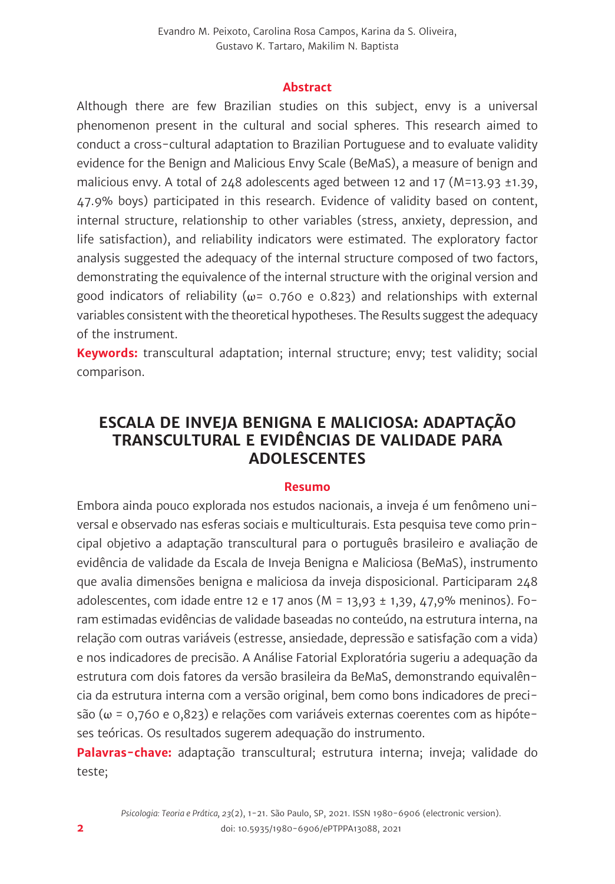Evandro M. Peixoto, Carolina Rosa Campos, Karina da S. Oliveira, Gustavo K. Tartaro, Makilim N. Baptista

## Abstract

Although there are few Brazilian studies on this subject, envy is a universal phenomenon present in the cultural and social spheres. This research aimed to conduct a cross-cultural adaptation to Brazilian Portuguese and to evaluate validity evidence for the Benign and Malicious Envy Scale (BeMaS), a measure of benign and malicious envy. A total of 248 adolescents aged between 12 and 17 (M=13.93 ±1.39, 47.9% boys) participated in this research. Evidence of validity based on content, internal structure, relationship to other variables (stress, anxiety, depression, and life satisfaction), and reliability indicators were estimated. The exploratory factor analysis suggested the adequacy of the internal structure composed of two factors, demonstrating the equivalence of the internal structure with the original version and good indicators of reliability ($\omega$= 0.760 e 0.823) and relationships with external variables consistent with the theoretical hypotheses. The Results suggest the adequacy of the instrument.

**Keywords:** transcultural adaptation; internal structure; envy; test validity; social comparison.

# ESCALA DE INVEJA BENIGNA E MALICIOSA: ADAPTAÇÃO TRANSCULTURAL E EVIDÊNCIAS DE VALIDADE PARA ADOLESCENTES

## Resumo

Embora ainda pouco explorada nos estudos nacionais, a inveja é um fenômeno universal e observado nas esferas sociais e multiculturais. Esta pesquisa teve como principal objetivo a adaptação transcultural para o português brasileiro e avaliação de evidência de validade da Escala de Inveja Benigna e Maliciosa (BeMaS), instrumento que avalia dimensões benigna e maliciosa da inveja disposicional. Participaram 248 adolescentes, com idade entre 12 e 17 anos (M = 13,93 ± 1,39, 47,9% meninos). Foram estimadas evidências de validade baseadas no conteúdo, na estrutura interna, na relação com outras variáveis (estresse, ansiedade, depressão e satisfação com a vida) e nos indicadores de precisão. A Análise Fatorial Exploratória sugeriu a adequação da estrutura com dois fatores da versão brasileira da BeMaS, demonstrando equivalência da estrutura interna com a versão original, bem como bons indicadores de precisão ($\omega$ = 0,760 e 0,823) e relações com variáveis externas coerentes com as hipóteses teóricas. Os resultados sugerem adequação do instrumento.

**Palavras-chave:** adaptação transcultural; estrutura interna; inveja; validade do teste;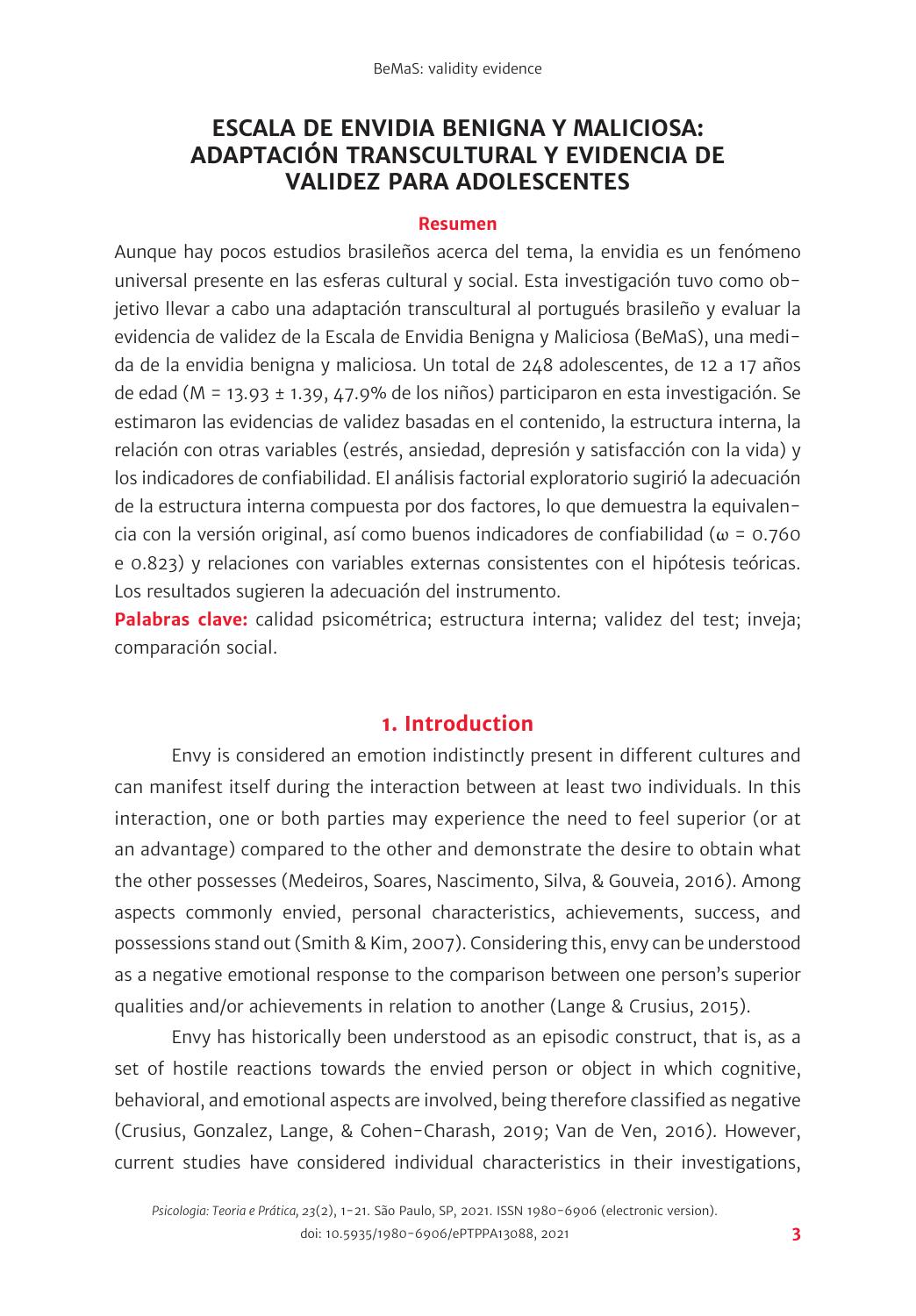# ESCALA DE ENVIDIA BENIGNA Y MALICIOSA: ADAPTACIÓN TRANSCULTURAL Y EVIDENCIA DE VALIDEZ PARA ADOLESCENTES

## Resumen

Aunque hay pocos estudios brasileños acerca del tema, la envidia es un fenómeno universal presente en las esferas cultural y social. Esta investigación tuvo como objetivo llevar a cabo una adaptación transcultural al portugués brasileño y evaluar la evidencia de validez de la Escala de Envidia Benigna y Maliciosa (BeMaS), una medida de la envidia benigna y maliciosa. Un total de 248 adolescentes, de 12 a 17 años de edad (M = 13.93 ± 1.39, 47.9% de los niños) participaron en esta investigación. Se estimaron las evidencias de validez basadas en el contenido, la estructura interna, la relación con otras variables (estrés, ansiedad, depresión y satisfacción con la vida) y los indicadores de confiabilidad. El análisis factorial exploratorio sugirió la adecuación de la estructura interna compuesta por dos factores, lo que demuestra la equivalencia con la versión original, así como buenos indicadores de confiabilidad (ω = 0.760 e 0.823) y relaciones con variables externas consistentes con el hipótesis teóricas. Los resultados sugieren la adecuación del instrumento.

**Palabras clave:** calidad psicométrica; estructura interna; validez del test; inveja; comparación social.

## 1. Introduction

Envy is considered an emotion indistinctly present in different cultures and can manifest itself during the interaction between at least two individuals. In this interaction, one or both parties may experience the need to feel superior (or at an advantage) compared to the other and demonstrate the desire to obtain what the other possesses (Medeiros, Soares, Nascimento, Silva, & Gouveia, 2016). Among aspects commonly envied, personal characteristics, achievements, success, and possessions stand out (Smith & Kim, 2007). Considering this, envy can be understood as a negative emotional response to the comparison between one person's superior qualities and/or achievements in relation to another (Lange & Crusius, 2015).

Envy has historically been understood as an episodic construct, that is, as a set of hostile reactions towards the envied person or object in which cognitive, behavioral, and emotional aspects are involved, being therefore classified as negative (Crusius, Gonzalez, Lange, & Cohen-Charash, 2019; Van de Ven, 2016). However, current studies have considered individual characteristics in their investigations,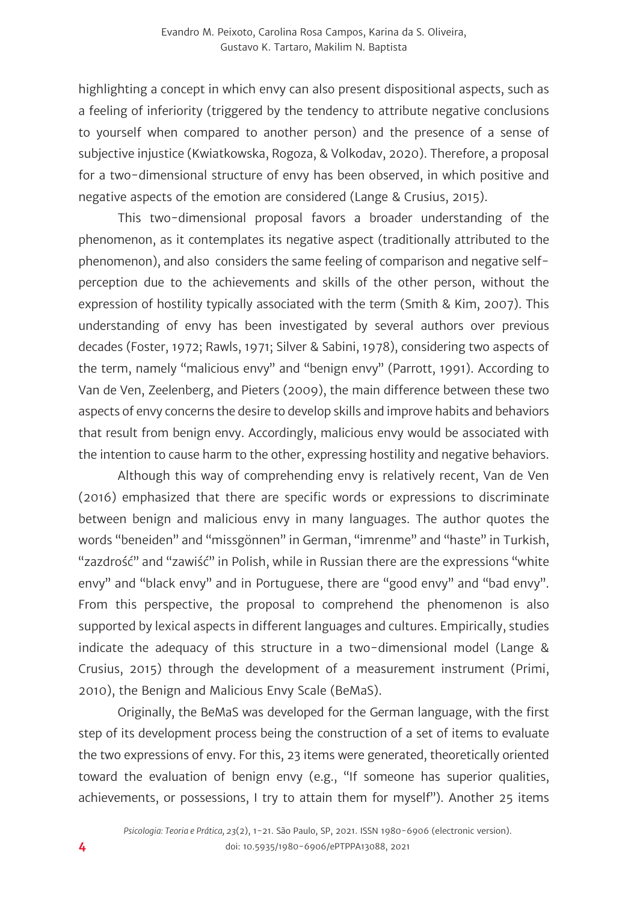highlighting a concept in which envy can also present dispositional aspects, such as a feeling of inferiority (triggered by the tendency to attribute negative conclusions to yourself when compared to another person) and the presence of a sense of subjective injustice (Kwiatkowska, Rogoza, & Volkodav, 2020). Therefore, a proposal for a two-dimensional structure of envy has been observed, in which positive and negative aspects of the emotion are considered (Lange & Crusius, 2015).

This two-dimensional proposal favors a broader understanding of the phenomenon, as it contemplates its negative aspect (traditionally attributed to the phenomenon), and also considers the same feeling of comparison and negative self-perception due to the achievements and skills of the other person, without the expression of hostility typically associated with the term (Smith & Kim, 2007). This understanding of envy has been investigated by several authors over previous decades (Foster, 1972; Rawls, 1971; Silver & Sabini, 1978), considering two aspects of the term, namely "malicious envy" and "benign envy" (Parrott, 1991). According to Van de Ven, Zeelenberg, and Pieters (2009), the main difference between these two aspects of envy concerns the desire to develop skills and improve habits and behaviors that result from benign envy. Accordingly, malicious envy would be associated with the intention to cause harm to the other, expressing hostility and negative behaviors.

Although this way of comprehending envy is relatively recent, Van de Ven (2016) emphasized that there are specific words or expressions to discriminate between benign and malicious envy in many languages. The author quotes the words "beneiden" and "missgönnen" in German, "imrenme" and "haste" in Turkish, "zazdrość" and "zawiść" in Polish, while in Russian there are the expressions "white envy" and "black envy" and in Portuguese, there are "good envy" and "bad envy". From this perspective, the proposal to comprehend the phenomenon is also supported by lexical aspects in different languages and cultures. Empirically, studies indicate the adequacy of this structure in a two-dimensional model (Lange & Crusius, 2015) through the development of a measurement instrument (Primi, 2010), the Benign and Malicious Envy Scale (BeMaS).

Originally, the BeMaS was developed for the German language, with the first step of its development process being the construction of a set of items to evaluate the two expressions of envy. For this, 23 items were generated, theoretically oriented toward the evaluation of benign envy (e.g., "If someone has superior qualities, achievements, or possessions, I try to attain them for myself"). Another 25 items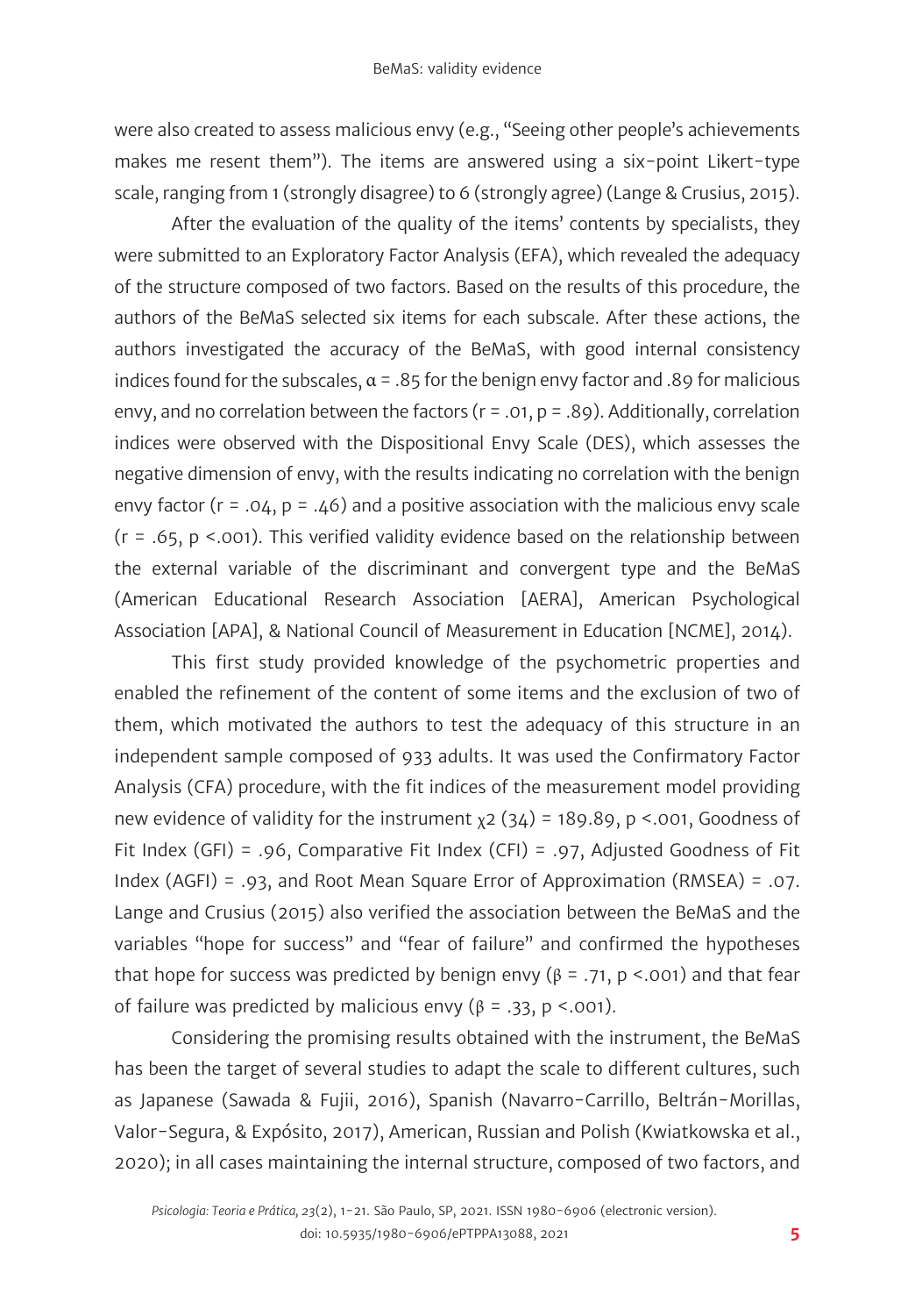were also created to assess malicious envy (e.g., "Seeing other people's achievements makes me resent them"). The items are answered using a six-point Likert-type scale, ranging from 1 (strongly disagree) to 6 (strongly agree) (Lange & Crusius, 2015).

After the evaluation of the quality of the items' contents by specialists, they were submitted to an Exploratory Factor Analysis (EFA), which revealed the adequacy of the structure composed of two factors. Based on the results of this procedure, the authors of the BeMaS selected six items for each subscale. After these actions, the authors investigated the accuracy of the BeMaS, with good internal consistency indices found for the subscales, $\alpha = .85$ for the benign envy factor and .89 for malicious envy, and no correlation between the factors ($r = .01$, $p = .89$). Additionally, correlation indices were observed with the Dispositional Envy Scale (DES), which assesses the negative dimension of envy, with the results indicating no correlation with the benign envy factor ($r = .04$, $p = .46$) and a positive association with the malicious envy scale ($r = .65$, $p < .001$). This verified validity evidence based on the relationship between the external variable of the discriminant and convergent type and the BeMaS (American Educational Research Association [AERA], American Psychological Association [APA], & National Council of Measurement in Education [NCME], 2014).

This first study provided knowledge of the psychometric properties and enabled the refinement of the content of some items and the exclusion of two of them, which motivated the authors to test the adequacy of this structure in an independent sample composed of 933 adults. It was used the Confirmatory Factor Analysis (CFA) procedure, with the fit indices of the measurement model providing new evidence of validity for the instrument $\chi^2$ (34) = 189.89, $p < .001$, Goodness of Fit Index (GFI) = .96, Comparative Fit Index (CFI) = .97, Adjusted Goodness of Fit Index (AGFI) = .93, and Root Mean Square Error of Approximation (RMSEA) = .07. Lange and Crusius (2015) also verified the association between the BeMaS and the variables "hope for success" and "fear of failure" and confirmed the hypotheses that hope for success was predicted by benign envy ($\beta = .71$, $p < .001$) and that fear of failure was predicted by malicious envy ($\beta = .33$, $p < .001$).

Considering the promising results obtained with the instrument, the BeMaS has been the target of several studies to adapt the scale to different cultures, such as Japanese (Sawada & Fujii, 2016), Spanish (Navarro-Carrillo, Beltrán-Morillas, Valor-Segura, & Expósito, 2017), American, Russian and Polish (Kwiatkowska et al., 2020); in all cases maintaining the internal structure, composed of two factors, and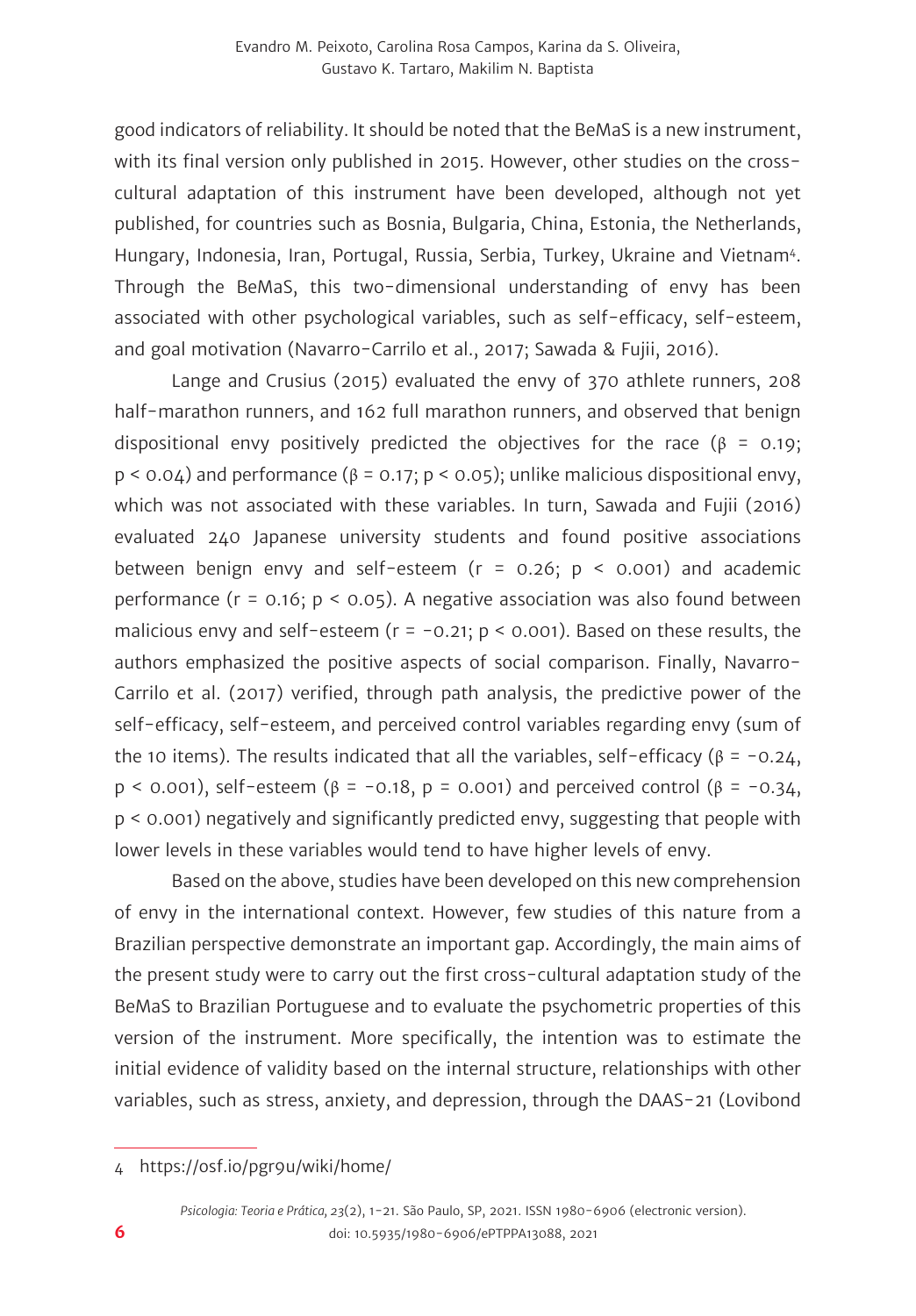good indicators of reliability. It should be noted that the BeMaS is a new instrument, with its final version only published in 2015. However, other studies on the cross-cultural adaptation of this instrument have been developed, although not yet published, for countries such as Bosnia, Bulgaria, China, Estonia, the Netherlands, Hungary, Indonesia, Iran, Portugal, Russia, Serbia, Turkey, Ukraine and Vietnam[4]. Through the BeMaS, this two-dimensional understanding of envy has been associated with other psychological variables, such as self-efficacy, self-esteem, and goal motivation (Navarro-Carrilo et al., 2017; Sawada & Fujii, 2016).

Lange and Crusius (2015) evaluated the envy of 370 athlete runners, 208 half-marathon runners, and 162 full marathon runners, and observed that benign dispositional envy positively predicted the objectives for the race ($\beta = 0.19$; $p < 0.04$) and performance ($\beta = 0.17$; $p < 0.05$); unlike malicious dispositional envy, which was not associated with these variables. In turn, Sawada and Fujii (2016) evaluated 240 Japanese university students and found positive associations between benign envy and self-esteem ($r = 0.26$; $p < 0.001$) and academic performance ($r = 0.16$; $p < 0.05$). A negative association was also found between malicious envy and self-esteem ($r = -0.21$; $p < 0.001$). Based on these results, the authors emphasized the positive aspects of social comparison. Finally, Navarro-Carrilo et al. (2017) verified, through path analysis, the predictive power of the self-efficacy, self-esteem, and perceived control variables regarding envy (sum of the 10 items). The results indicated that all the variables, self-efficacy ($\beta = -0.24$, $p < 0.001$), self-esteem ($\beta = -0.18$, $p = 0.001$) and perceived control ($\beta = -0.34$, $p < 0.001$) negatively and significantly predicted envy, suggesting that people with lower levels in these variables would tend to have higher levels of envy.

Based on the above, studies have been developed on this new comprehension of envy in the international context. However, few studies of this nature from a Brazilian perspective demonstrate an important gap. Accordingly, the main aims of the present study were to carry out the first cross-cultural adaptation study of the BeMaS to Brazilian Portuguese and to evaluate the psychometric properties of this version of the instrument. More specifically, the intention was to estimate the initial evidence of validity based on the internal structure, relationships with other variables, such as stress, anxiety, and depression, through the DAAS-21 (Lovibond

---

4 https://osf.io/pgr9u/wiki/home/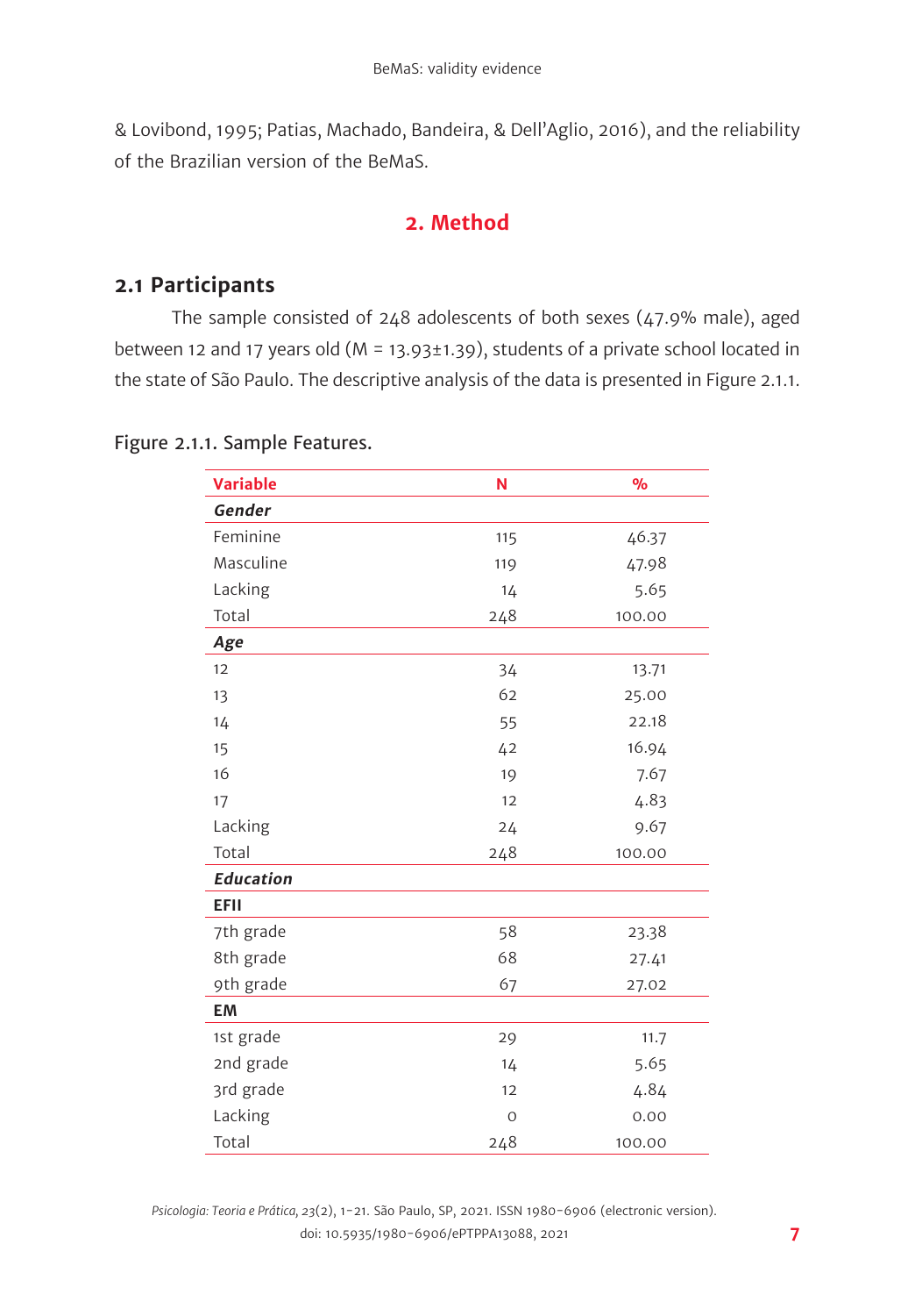& Lovibond, 1995; Patias, Machado, Bandeira, & Dell'Aglio, 2016), and the reliability of the Brazilian version of the BeMaS.

## 2. Method

### 2.1 Participants

The sample consisted of 248 adolescents of both sexes (47.9% male), aged between 12 and 17 years old (M = 13.93±1.39), students of a private school located in the state of São Paulo. The descriptive analysis of the data is presented in Figure 2.1.1.

Figure 2.1.1. Sample Features.

| Variable | N | % |
|---|---|---|
| ***Gender*** | | |
| Feminine | 115 | 46.37 |
| Masculine | 119 | 47.98 |
| Lacking | 14 | 5.65 |
| Total | 248 | 100.00 |
| ***Age*** | | |
| 12 | 34 | 13.71 |
| 13 | 62 | 25.00 |
| 14 | 55 | 22.18 |
| 15 | 42 | 16.94 |
| 16 | 19 | 7.67 |
| 17 | 12 | 4.83 |
| Lacking | 24 | 9.67 |
| Total | 248 | 100.00 |
| ***Education*** | | |
| **EFII** | | |
| 7th grade | 58 | 23.38 |
| 8th grade | 68 | 27.41 |
| 9th grade | 67 | 27.02 |
| **EM** | | |
| 1st grade | 29 | 11.7 |
| 2nd grade | 14 | 5.65 |
| 3rd grade | 12 | 4.84 |
| Lacking | 0 | 0.00 |
| Total | 248 | 100.00 |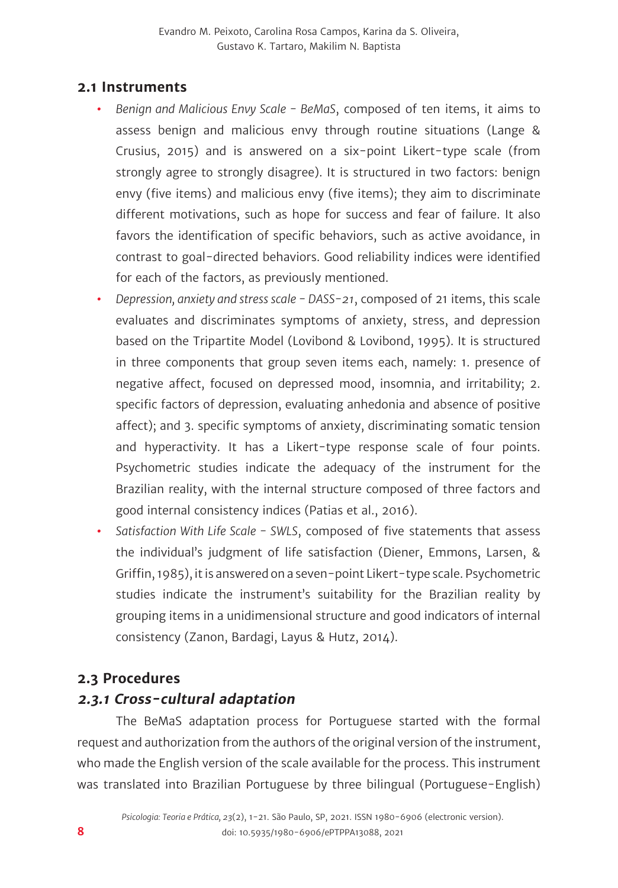## 2.1 Instruments

- *Benign and Malicious Envy Scale - BeMaS*, composed of ten items, it aims to assess benign and malicious envy through routine situations (Lange & Crusius, 2015) and is answered on a six-point Likert-type scale (from strongly agree to strongly disagree). It is structured in two factors: benign envy (five items) and malicious envy (five items); they aim to discriminate different motivations, such as hope for success and fear of failure. It also favors the identification of specific behaviors, such as active avoidance, in contrast to goal-directed behaviors. Good reliability indices were identified for each of the factors, as previously mentioned.
- *Depression, anxiety and stress scale - DASS-21*, composed of 21 items, this scale evaluates and discriminates symptoms of anxiety, stress, and depression based on the Tripartite Model (Lovibond & Lovibond, 1995). It is structured in three components that group seven items each, namely: 1. presence of negative affect, focused on depressed mood, insomnia, and irritability; 2. specific factors of depression, evaluating anhedonia and absence of positive affect); and 3. specific symptoms of anxiety, discriminating somatic tension and hyperactivity. It has a Likert-type response scale of four points. Psychometric studies indicate the adequacy of the instrument for the Brazilian reality, with the internal structure composed of three factors and good internal consistency indices (Patias et al., 2016).
- *Satisfaction With Life Scale - SWLS*, composed of five statements that assess the individual's judgment of life satisfaction (Diener, Emmons, Larsen, & Griffin, 1985), it is answered on a seven-point Likert-type scale. Psychometric studies indicate the instrument's suitability for the Brazilian reality by grouping items in a unidimensional structure and good indicators of internal consistency (Zanon, Bardagi, Layus & Hutz, 2014).

## 2.3 Procedures

### *2.3.1 Cross-cultural adaptation*

The BeMaS adaptation process for Portuguese started with the formal request and authorization from the authors of the original version of the instrument, who made the English version of the scale available for the process. This instrument was translated into Brazilian Portuguese by three bilingual (Portuguese-English)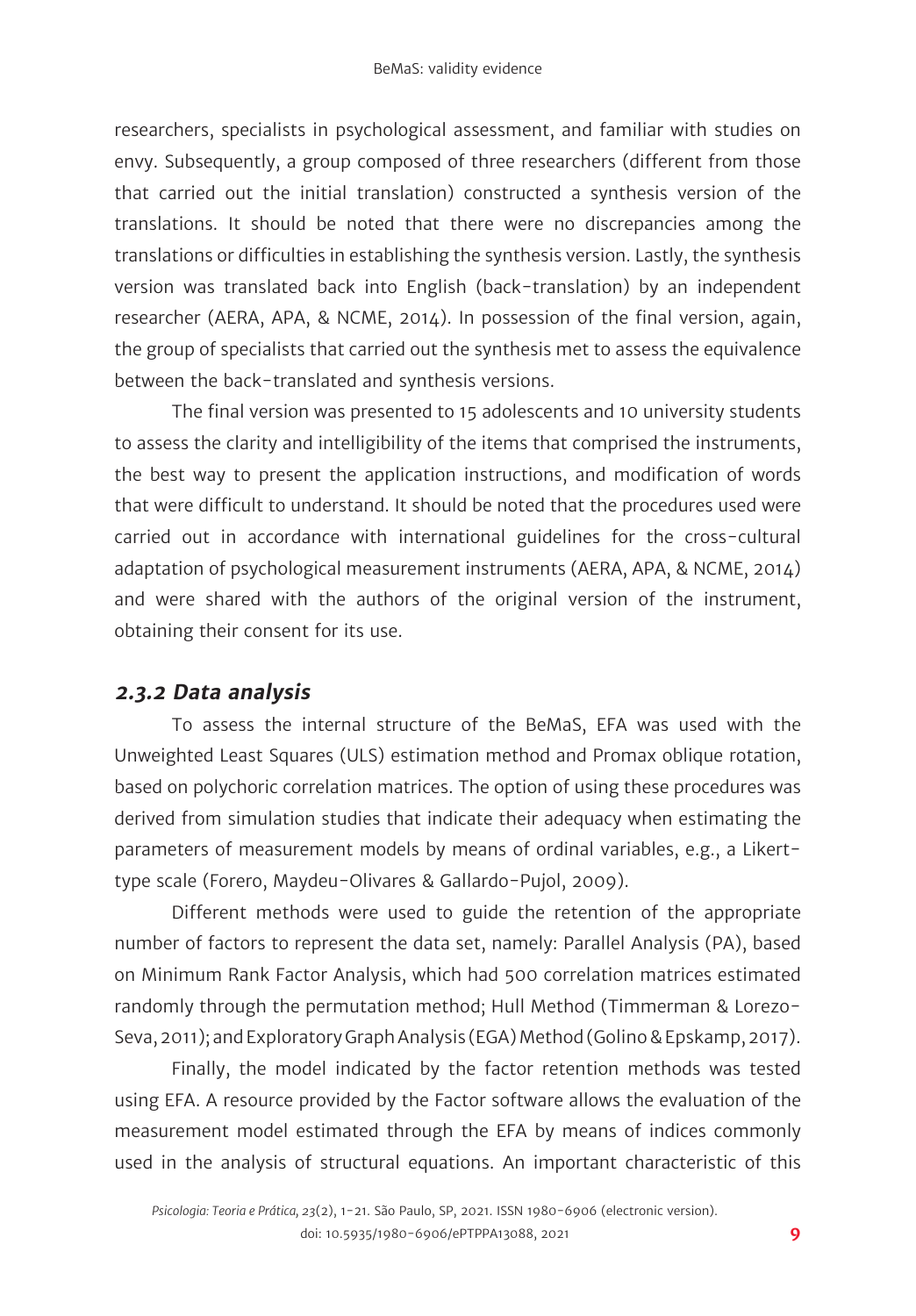researchers, specialists in psychological assessment, and familiar with studies on envy. Subsequently, a group composed of three researchers (different from those that carried out the initial translation) constructed a synthesis version of the translations. It should be noted that there were no discrepancies among the translations or difficulties in establishing the synthesis version. Lastly, the synthesis version was translated back into English (back-translation) by an independent researcher (AERA, APA, & NCME, 2014). In possession of the final version, again, the group of specialists that carried out the synthesis met to assess the equivalence between the back-translated and synthesis versions.

The final version was presented to 15 adolescents and 10 university students to assess the clarity and intelligibility of the items that comprised the instruments, the best way to present the application instructions, and modification of words that were difficult to understand. It should be noted that the procedures used were carried out in accordance with international guidelines for the cross-cultural adaptation of psychological measurement instruments (AERA, APA, & NCME, 2014) and were shared with the authors of the original version of the instrument, obtaining their consent for its use.

### *2.3.2 Data analysis*

To assess the internal structure of the BeMaS, EFA was used with the Unweighted Least Squares (ULS) estimation method and Promax oblique rotation, based on polychoric correlation matrices. The option of using these procedures was derived from simulation studies that indicate their adequacy when estimating the parameters of measurement models by means of ordinal variables, e.g., a Likert-type scale (Forero, Maydeu-Olivares & Gallardo-Pujol, 2009).

Different methods were used to guide the retention of the appropriate number of factors to represent the data set, namely: Parallel Analysis (PA), based on Minimum Rank Factor Analysis, which had 500 correlation matrices estimated randomly through the permutation method; Hull Method (Timmerman & Lorezo-Seva, 2011); and Exploratory Graph Analysis (EGA) Method (Golino & Epskamp, 2017).

Finally, the model indicated by the factor retention methods was tested using EFA. A resource provided by the Factor software allows the evaluation of the measurement model estimated through the EFA by means of indices commonly used in the analysis of structural equations. An important characteristic of this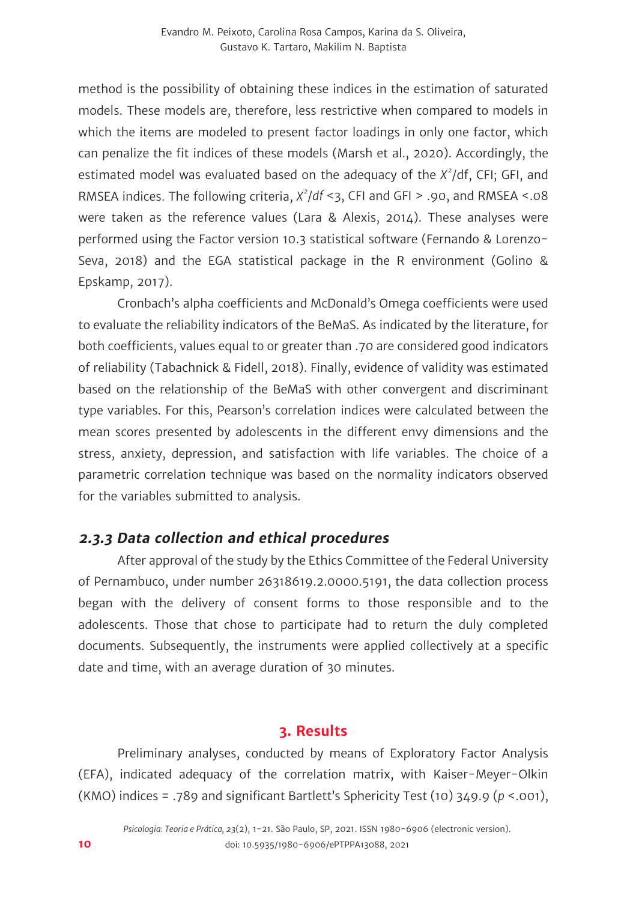method is the possibility of obtaining these indices in the estimation of saturated models. These models are, therefore, less restrictive when compared to models in which the items are modeled to present factor loadings in only one factor, which can penalize the fit indices of these models (Marsh et al., 2020). Accordingly, the estimated model was evaluated based on the adequacy of the $X^2$/df, CFI; GFI, and RMSEA indices. The following criteria, $X^2/df$ <3, CFI and GFI > .90, and RMSEA <.08 were taken as the reference values (Lara & Alexis, 2014). These analyses were performed using the Factor version 10.3 statistical software (Fernando & Lorenzo-Seva, 2018) and the EGA statistical package in the R environment (Golino & Epskamp, 2017).

Cronbach's alpha coefficients and McDonald's Omega coefficients were used to evaluate the reliability indicators of the BeMaS. As indicated by the literature, for both coefficients, values equal to or greater than .70 are considered good indicators of reliability (Tabachnick & Fidell, 2018). Finally, evidence of validity was estimated based on the relationship of the BeMaS with other convergent and discriminant type variables. For this, Pearson's correlation indices were calculated between the mean scores presented by adolescents in the different envy dimensions and the stress, anxiety, depression, and satisfaction with life variables. The choice of a parametric correlation technique was based on the normality indicators observed for the variables submitted to analysis.

### *2.3.3 Data collection and ethical procedures*

After approval of the study by the Ethics Committee of the Federal University of Pernambuco, under number 26318619.2.0000.5191, the data collection process began with the delivery of consent forms to those responsible and to the adolescents. Those that chose to participate had to return the duly completed documents. Subsequently, the instruments were applied collectively at a specific date and time, with an average duration of 30 minutes.

## 3. Results

Preliminary analyses, conducted by means of Exploratory Factor Analysis (EFA), indicated adequacy of the correlation matrix, with Kaiser-Meyer-Olkin (KMO) indices = .789 and significant Bartlett's Sphericity Test (10) 349.9 ($p$ <.001),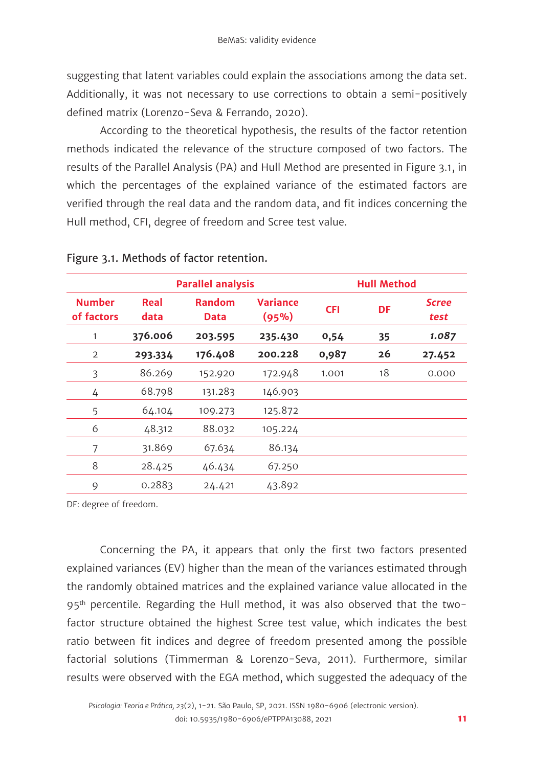suggesting that latent variables could explain the associations among the data set. Additionally, it was not necessary to use corrections to obtain a semi-positively defined matrix (Lorenzo-Seva & Ferrando, 2020).

According to the theoretical hypothesis, the results of the factor retention methods indicated the relevance of the structure composed of two factors. The results of the Parallel Analysis (PA) and Hull Method are presented in Figure 3.1, in which the percentages of the explained variance of the estimated factors are verified through the real data and the random data, and fit indices concerning the Hull method, CFI, degree of freedom and Scree test value.

Figure 3.1. Methods of factor retention.

| Parallel analysis | | | | Hull Method | | |
|---|---|---|---|---|---|---|
| Number of factors | Real data | Random Data | Variance (95%) | CFI | DF | *Scree test* |
| 1 | **376.006** | **203.595** | **235.430** | **0,54** | **35** | ***1.087*** |
| 2 | **293.334** | **176.408** | **200.228** | **0,987** | **26** | **27.452** |
| 3 | 86.269 | 152.920 | 172.948 | 1.001 | 18 | 0.000 |
| 4 | 68.798 | 131.283 | 146.903 | | | |
| 5 | 64.104 | 109.273 | 125.872 | | | |
| 6 | 48.312 | 88.032 | 105.224 | | | |
| 7 | 31.869 | 67.634 | 86.134 | | | |
| 8 | 28.425 | 46.434 | 67.250 | | | |
| 9 | 0.2883 | 24.421 | 43.892 | | | |

DF: degree of freedom.

Concerning the PA, it appears that only the first two factors presented explained variances (EV) higher than the mean of the variances estimated through the randomly obtained matrices and the explained variance value allocated in the 95th percentile. Regarding the Hull method, it was also observed that the two-factor structure obtained the highest Scree test value, which indicates the best ratio between fit indices and degree of freedom presented among the possible factorial solutions (Timmerman & Lorenzo-Seva, 2011). Furthermore, similar results were observed with the EGA method, which suggested the adequacy of the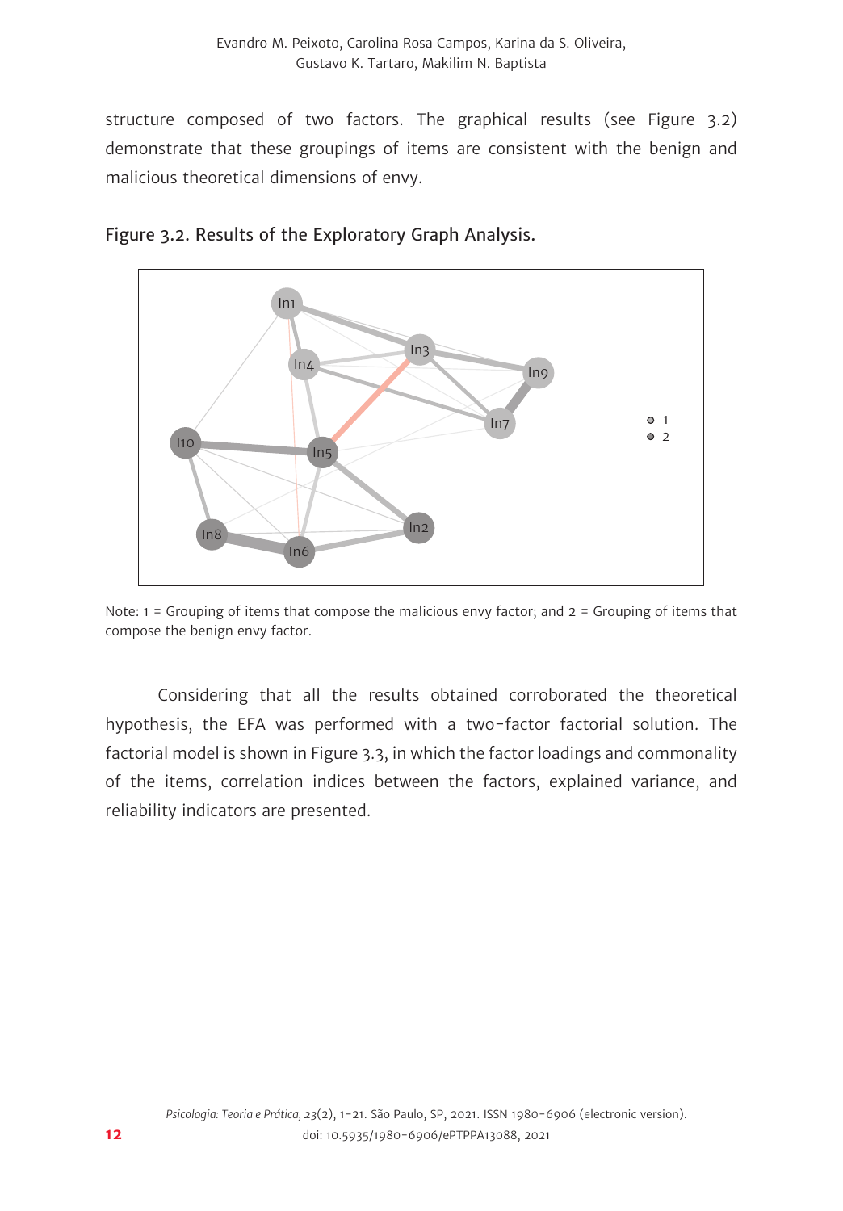structure composed of two factors. The graphical results (see Figure 3.2) demonstrate that these groupings of items are consistent with the benign and malicious theoretical dimensions of envy.

Figure 3.2. Results of the Exploratory Graph Analysis.

Note: 1 = Grouping of items that compose the malicious envy factor; and 2 = Grouping of items that compose the benign envy factor.

Considering that all the results obtained corroborated the theoretical hypothesis, the EFA was performed with a two-factor factorial solution. The factorial model is shown in Figure 3.3, in which the factor loadings and commonality of the items, correlation indices between the factors, explained variance, and reliability indicators are presented.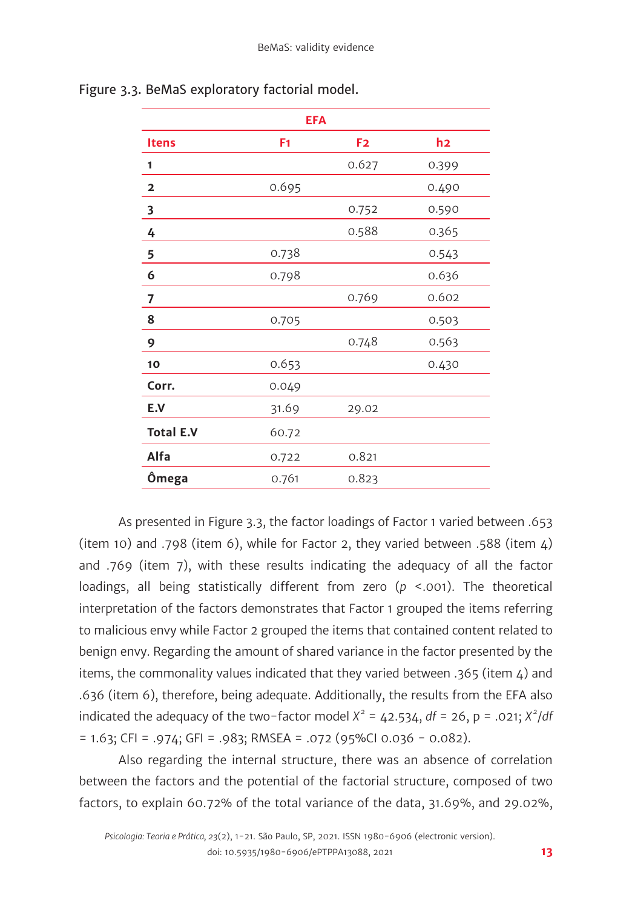Figure 3.3. BeMaS exploratory factorial model.

| EFA | | | |
|---|---|---|---|
| **Itens** | **F1** | **F2** | **h2** |
| **1** | | 0.627 | 0.399 |
| **2** | 0.695 | | 0.490 |
| **3** | | 0.752 | 0.590 |
| **4** | | 0.588 | 0.365 |
| **5** | 0.738 | | 0.543 |
| **6** | 0.798 | | 0.636 |
| **7** | | 0.769 | 0.602 |
| **8** | 0.705 | | 0.503 |
| **9** | | 0.748 | 0.563 |
| **10** | 0.653 | | 0.430 |
| **Corr.** | 0.049 | | |
| **E.V** | 31.69 | 29.02 | |
| **Total E.V** | 60.72 | | |
| **Alfa** | 0.722 | 0.821 | |
| **Ômega** | 0.761 | 0.823 | |

As presented in Figure 3.3, the factor loadings of Factor 1 varied between .653 (item 10) and .798 (item 6), while for Factor 2, they varied between .588 (item 4) and .769 (item 7), with these results indicating the adequacy of all the factor loadings, all being statistically different from zero ($p$ <.001). The theoretical interpretation of the factors demonstrates that Factor 1 grouped the items referring to malicious envy while Factor 2 grouped the items that contained content related to benign envy. Regarding the amount of shared variance in the factor presented by the items, the commonality values indicated that they varied between .365 (item 4) and .636 (item 6), therefore, being adequate. Additionally, the results from the EFA also indicated the adequacy of the two-factor model $X^2$ = 42.534, $df$ = 26, p = .021; $X^2/df$ = 1.63; CFI = .974; GFI = .983; RMSEA = .072 (95%CI 0.036 - 0.082).

Also regarding the internal structure, there was an absence of correlation between the factors and the potential of the factorial structure, composed of two factors, to explain 60.72% of the total variance of the data, 31.69%, and 29.02%,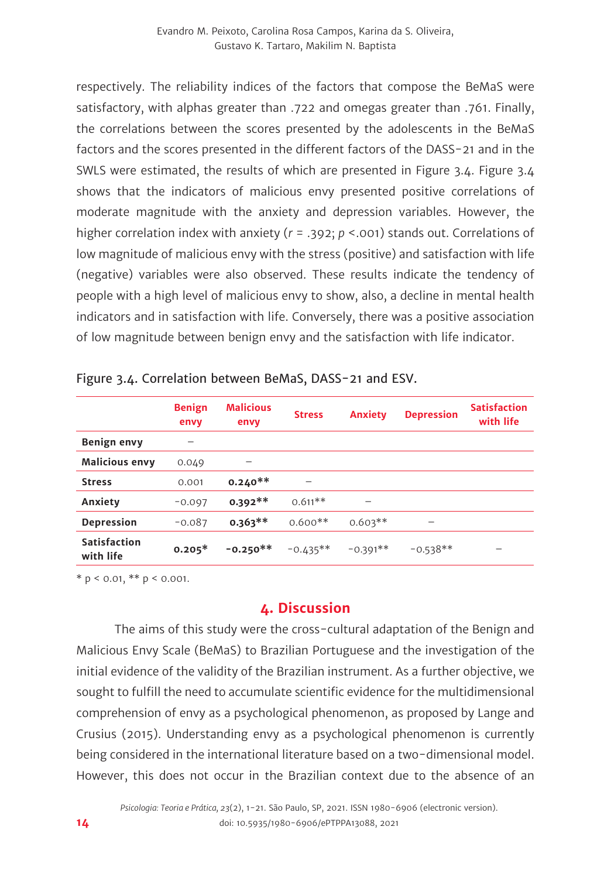respectively. The reliability indices of the factors that compose the BeMaS were satisfactory, with alphas greater than .722 and omegas greater than .761. Finally, the correlations between the scores presented by the adolescents in the BeMaS factors and the scores presented in the different factors of the DASS-21 and in the SWLS were estimated, the results of which are presented in Figure 3.4. Figure 3.4 shows that the indicators of malicious envy presented positive correlations of moderate magnitude with the anxiety and depression variables. However, the higher correlation index with anxiety ($r$ = .392; $p$ <.001) stands out. Correlations of low magnitude of malicious envy with the stress (positive) and satisfaction with life (negative) variables were also observed. These results indicate the tendency of people with a high level of malicious envy to show, also, a decline in mental health indicators and in satisfaction with life. Conversely, there was a positive association of low magnitude between benign envy and the satisfaction with life indicator.

Figure 3.4. Correlation between BeMaS, DASS-21 and ESV.

| | Benign envy | Malicious envy | Stress | Anxiety | Depression | Satisfaction with life |
|---|---|---|---|---|---|---|
| **Benign envy** | – | | | | | |
| **Malicious envy** | 0.049 | – | | | | |
| **Stress** | 0.001 | **0.240**** | – | | | |
| **Anxiety** | -0.097 | **0.392**** | 0.611** | – | | |
| **Depression** | -0.087 | **0.363**** | 0.600** | 0.603** | – | |
| **Satisfaction with life** | **0.205*** | **-0.250**** | -0.435** | -0.391** | -0.538** | – |

* p < 0.01, ** p < 0.001.

## 4. Discussion

The aims of this study were the cross-cultural adaptation of the Benign and Malicious Envy Scale (BeMaS) to Brazilian Portuguese and the investigation of the initial evidence of the validity of the Brazilian instrument. As a further objective, we sought to fulfill the need to accumulate scientific evidence for the multidimensional comprehension of envy as a psychological phenomenon, as proposed by Lange and Crusius (2015). Understanding envy as a psychological phenomenon is currently being considered in the international literature based on a two-dimensional model. However, this does not occur in the Brazilian context due to the absence of an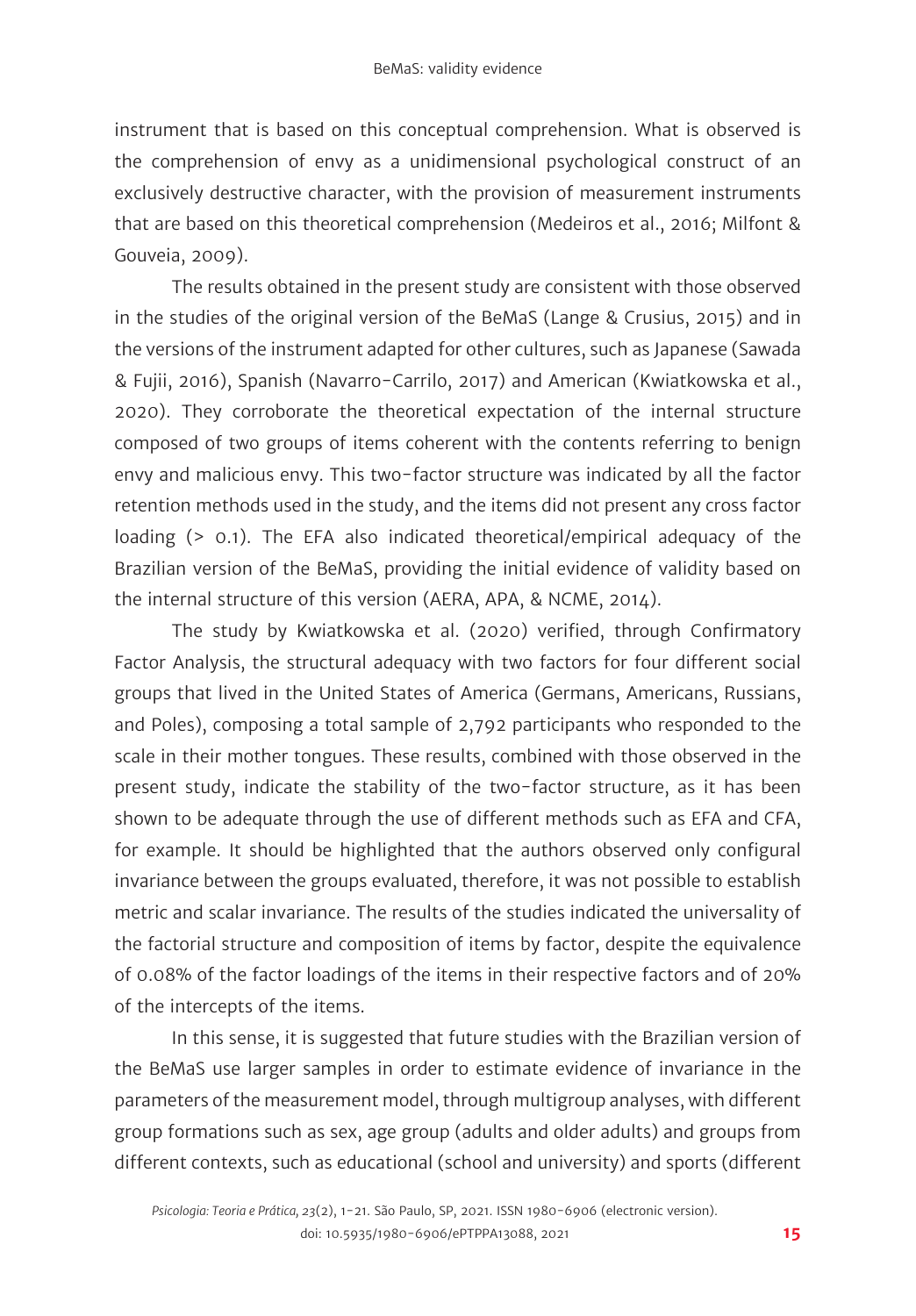instrument that is based on this conceptual comprehension. What is observed is the comprehension of envy as a unidimensional psychological construct of an exclusively destructive character, with the provision of measurement instruments that are based on this theoretical comprehension (Medeiros et al., 2016; Milfont & Gouveia, 2009).

The results obtained in the present study are consistent with those observed in the studies of the original version of the BeMaS (Lange & Crusius, 2015) and in the versions of the instrument adapted for other cultures, such as Japanese (Sawada & Fujii, 2016), Spanish (Navarro-Carrilo, 2017) and American (Kwiatkowska et al., 2020). They corroborate the theoretical expectation of the internal structure composed of two groups of items coherent with the contents referring to benign envy and malicious envy. This two-factor structure was indicated by all the factor retention methods used in the study, and the items did not present any cross factor loading (> 0.1). The EFA also indicated theoretical/empirical adequacy of the Brazilian version of the BeMaS, providing the initial evidence of validity based on the internal structure of this version (AERA, APA, & NCME, 2014).

The study by Kwiatkowska et al. (2020) verified, through Confirmatory Factor Analysis, the structural adequacy with two factors for four different social groups that lived in the United States of America (Germans, Americans, Russians, and Poles), composing a total sample of 2,792 participants who responded to the scale in their mother tongues. These results, combined with those observed in the present study, indicate the stability of the two-factor structure, as it has been shown to be adequate through the use of different methods such as EFA and CFA, for example. It should be highlighted that the authors observed only configural invariance between the groups evaluated, therefore, it was not possible to establish metric and scalar invariance. The results of the studies indicated the universality of the factorial structure and composition of items by factor, despite the equivalence of 0.08% of the factor loadings of the items in their respective factors and of 20% of the intercepts of the items.

In this sense, it is suggested that future studies with the Brazilian version of the BeMaS use larger samples in order to estimate evidence of invariance in the parameters of the measurement model, through multigroup analyses, with different group formations such as sex, age group (adults and older adults) and groups from different contexts, such as educational (school and university) and sports (different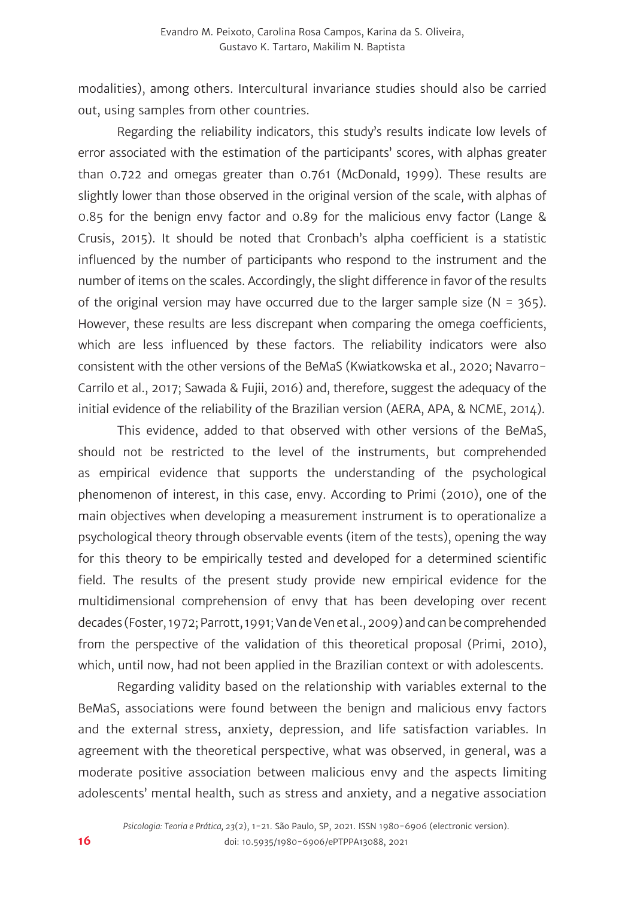modalities), among others. Intercultural invariance studies should also be carried out, using samples from other countries.

Regarding the reliability indicators, this study's results indicate low levels of error associated with the estimation of the participants' scores, with alphas greater than 0.722 and omegas greater than 0.761 (McDonald, 1999). These results are slightly lower than those observed in the original version of the scale, with alphas of 0.85 for the benign envy factor and 0.89 for the malicious envy factor (Lange & Crusis, 2015). It should be noted that Cronbach's alpha coefficient is a statistic influenced by the number of participants who respond to the instrument and the number of items on the scales. Accordingly, the slight difference in favor of the results of the original version may have occurred due to the larger sample size (N = 365). However, these results are less discrepant when comparing the omega coefficients, which are less influenced by these factors. The reliability indicators were also consistent with the other versions of the BeMaS (Kwiatkowska et al., 2020; Navarro-Carrilo et al., 2017; Sawada & Fujii, 2016) and, therefore, suggest the adequacy of the initial evidence of the reliability of the Brazilian version (AERA, APA, & NCME, 2014).

This evidence, added to that observed with other versions of the BeMaS, should not be restricted to the level of the instruments, but comprehended as empirical evidence that supports the understanding of the psychological phenomenon of interest, in this case, envy. According to Primi (2010), one of the main objectives when developing a measurement instrument is to operationalize a psychological theory through observable events (item of the tests), opening the way for this theory to be empirically tested and developed for a determined scientific field. The results of the present study provide new empirical evidence for the multidimensional comprehension of envy that has been developing over recent decades (Foster, 1972; Parrott, 1991; Van de Ven et al., 2009) and can be comprehended from the perspective of the validation of this theoretical proposal (Primi, 2010), which, until now, had not been applied in the Brazilian context or with adolescents.

Regarding validity based on the relationship with variables external to the BeMaS, associations were found between the benign and malicious envy factors and the external stress, anxiety, depression, and life satisfaction variables. In agreement with the theoretical perspective, what was observed, in general, was a moderate positive association between malicious envy and the aspects limiting adolescents' mental health, such as stress and anxiety, and a negative association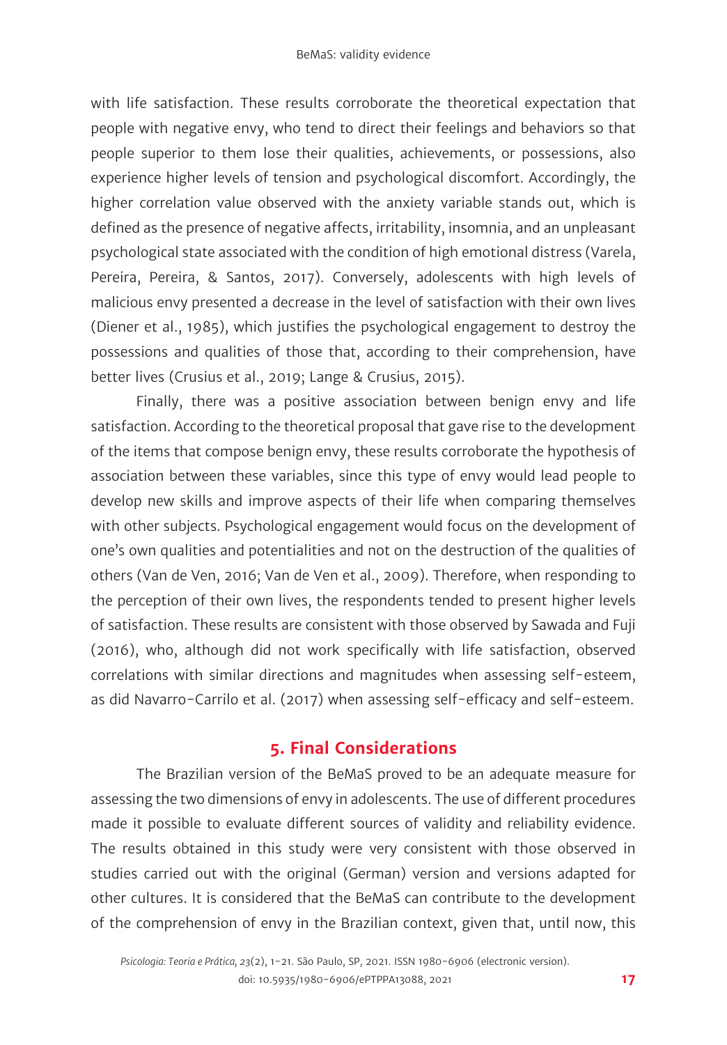with life satisfaction. These results corroborate the theoretical expectation that people with negative envy, who tend to direct their feelings and behaviors so that people superior to them lose their qualities, achievements, or possessions, also experience higher levels of tension and psychological discomfort. Accordingly, the higher correlation value observed with the anxiety variable stands out, which is defined as the presence of negative affects, irritability, insomnia, and an unpleasant psychological state associated with the condition of high emotional distress (Varela, Pereira, Pereira, & Santos, 2017). Conversely, adolescents with high levels of malicious envy presented a decrease in the level of satisfaction with their own lives (Diener et al., 1985), which justifies the psychological engagement to destroy the possessions and qualities of those that, according to their comprehension, have better lives (Crusius et al., 2019; Lange & Crusius, 2015).

Finally, there was a positive association between benign envy and life satisfaction. According to the theoretical proposal that gave rise to the development of the items that compose benign envy, these results corroborate the hypothesis of association between these variables, since this type of envy would lead people to develop new skills and improve aspects of their life when comparing themselves with other subjects. Psychological engagement would focus on the development of one's own qualities and potentialities and not on the destruction of the qualities of others (Van de Ven, 2016; Van de Ven et al., 2009). Therefore, when responding to the perception of their own lives, the respondents tended to present higher levels of satisfaction. These results are consistent with those observed by Sawada and Fuji (2016), who, although did not work specifically with life satisfaction, observed correlations with similar directions and magnitudes when assessing self-esteem, as did Navarro-Carrilo et al. (2017) when assessing self-efficacy and self-esteem.

## 5. Final Considerations

The Brazilian version of the BeMaS proved to be an adequate measure for assessing the two dimensions of envy in adolescents. The use of different procedures made it possible to evaluate different sources of validity and reliability evidence. The results obtained in this study were very consistent with those observed in studies carried out with the original (German) version and versions adapted for other cultures. It is considered that the BeMaS can contribute to the development of the comprehension of envy in the Brazilian context, given that, until now, this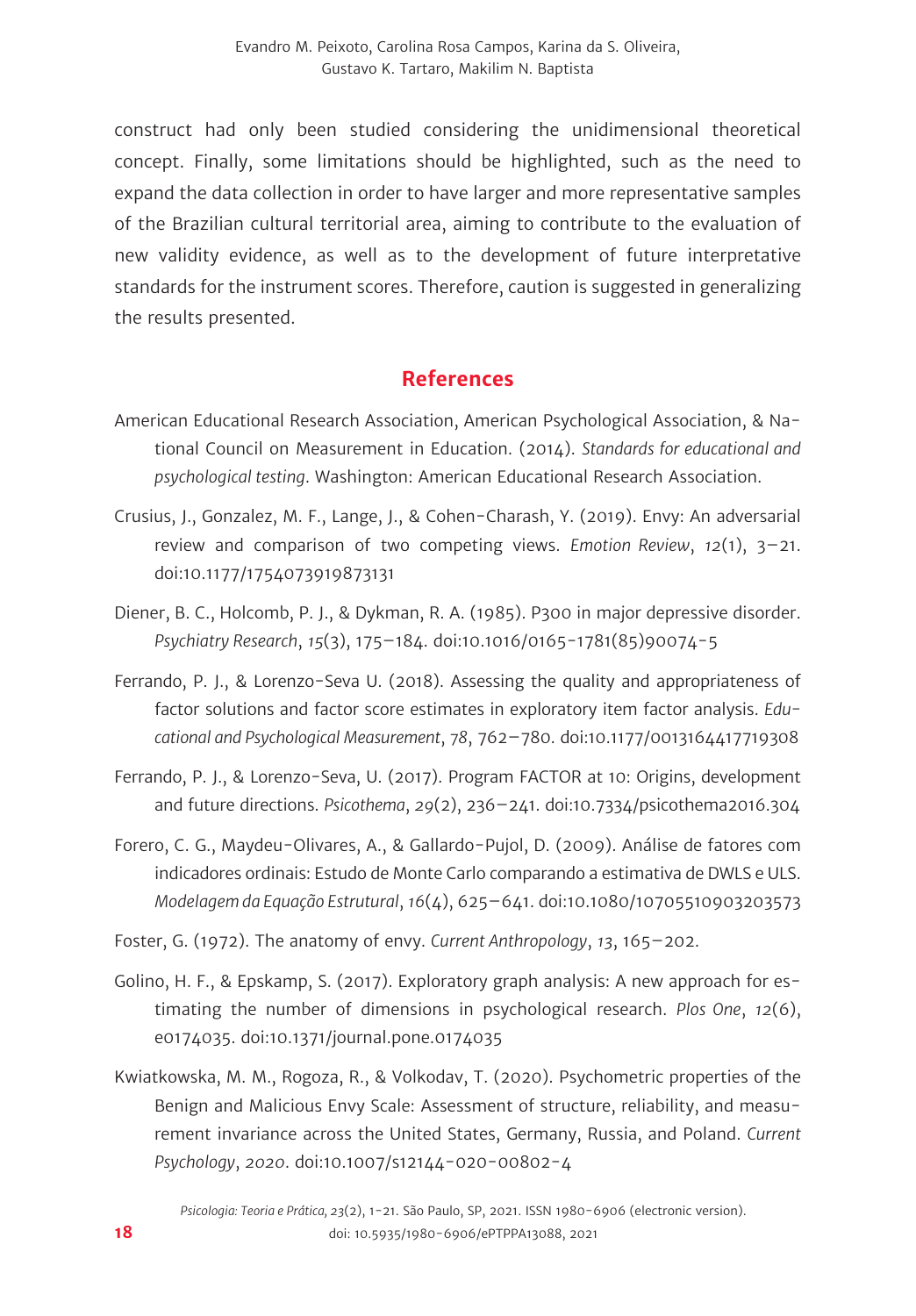construct had only been studied considering the unidimensional theoretical concept. Finally, some limitations should be highlighted, such as the need to expand the data collection in order to have larger and more representative samples of the Brazilian cultural territorial area, aiming to contribute to the evaluation of new validity evidence, as well as to the development of future interpretative standards for the instrument scores. Therefore, caution is suggested in generalizing the results presented.

## References

American Educational Research Association, American Psychological Association, & National Council on Measurement in Education. (2014). *Standards for educational and psychological testing*. Washington: American Educational Research Association.

Crusius, J., Gonzalez, M. F., Lange, J., & Cohen-Charash, Y. (2019). Envy: An adversarial review and comparison of two competing views. *Emotion Review*, *12*(1), 3–21. doi:10.1177/1754073919873131

Diener, B. C., Holcomb, P. J., & Dykman, R. A. (1985). P300 in major depressive disorder. *Psychiatry Research*, *15*(3), 175–184. doi:10.1016/0165-1781(85)90074-5

Ferrando, P. J., & Lorenzo-Seva U. (2018). Assessing the quality and appropriateness of factor solutions and factor score estimates in exploratory item factor analysis. *Educational and Psychological Measurement*, *78*, 762–780. doi:10.1177/0013164417719308

Ferrando, P. J., & Lorenzo-Seva, U. (2017). Program FACTOR at 10: Origins, development and future directions. *Psicothema*, *29*(2), 236–241. doi:10.7334/psicothema2016.304

Forero, C. G., Maydeu-Olivares, A., & Gallardo-Pujol, D. (2009). Análise de fatores com indicadores ordinais: Estudo de Monte Carlo comparando a estimativa de DWLS e ULS. *Modelagem da Equação Estrutural*, *16*(4), 625–641. doi:10.1080/10705510903203573

Foster, G. (1972). The anatomy of envy. *Current Anthropology*, *13*, 165–202.

Golino, H. F., & Epskamp, S. (2017). Exploratory graph analysis: A new approach for estimating the number of dimensions in psychological research. *Plos One*, *12*(6), e0174035. doi:10.1371/journal.pone.0174035

Kwiatkowska, M. M., Rogoza, R., & Volkodav, T. (2020). Psychometric properties of the Benign and Malicious Envy Scale: Assessment of structure, reliability, and measurement invariance across the United States, Germany, Russia, and Poland. *Current Psychology*, *2020*. doi:10.1007/s12144-020-00802-4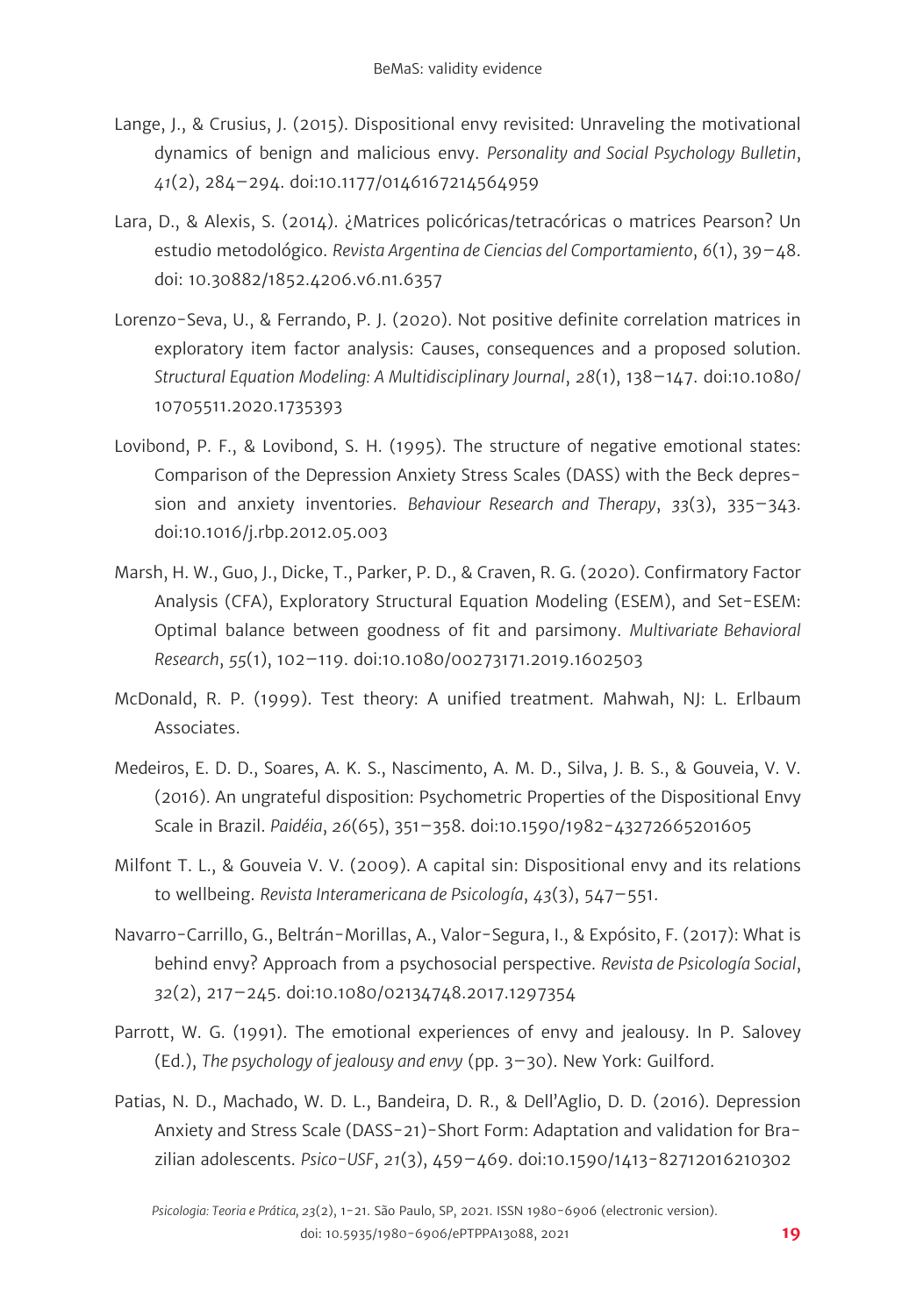Lange, J., & Crusius, J. (2015). Dispositional envy revisited: Unraveling the motivational dynamics of benign and malicious envy. *Personality and Social Psychology Bulletin*, *41*(2), 284–294. doi:10.1177/0146167214564959

Lara, D., & Alexis, S. (2014). ¿Matrices policóricas/tetracóricas o matrices Pearson? Un estudio metodológico. *Revista Argentina de Ciencias del Comportamiento*, *6*(1), 39–48. doi: 10.30882/1852.4206.v6.n1.6357

Lorenzo-Seva, U., & Ferrando, P. J. (2020). Not positive definite correlation matrices in exploratory item factor analysis: Causes, consequences and a proposed solution. *Structural Equation Modeling: A Multidisciplinary Journal*, *28*(1), 138–147. doi:10.1080/10705511.2020.1735393

Lovibond, P. F., & Lovibond, S. H. (1995). The structure of negative emotional states: Comparison of the Depression Anxiety Stress Scales (DASS) with the Beck depression and anxiety inventories. *Behaviour Research and Therapy*, *33*(3), 335–343. doi:10.1016/j.rbp.2012.05.003

Marsh, H. W., Guo, J., Dicke, T., Parker, P. D., & Craven, R. G. (2020). Confirmatory Factor Analysis (CFA), Exploratory Structural Equation Modeling (ESEM), and Set-ESEM: Optimal balance between goodness of fit and parsimony. *Multivariate Behavioral Research*, *55*(1), 102–119. doi:10.1080/00273171.2019.1602503

McDonald, R. P. (1999). Test theory: A unified treatment. Mahwah, NJ: L. Erlbaum Associates.

Medeiros, E. D. D., Soares, A. K. S., Nascimento, A. M. D., Silva, J. B. S., & Gouveia, V. V. (2016). An ungrateful disposition: Psychometric Properties of the Dispositional Envy Scale in Brazil. *Paidéia*, *26*(65), 351–358. doi:10.1590/1982-43272665201605

Milfont T. L., & Gouveia V. V. (2009). A capital sin: Dispositional envy and its relations to wellbeing. *Revista Interamericana de Psicología*, *43*(3), 547–551.

Navarro-Carrillo, G., Beltrán-Morillas, A., Valor-Segura, I., & Expósito, F. (2017): What is behind envy? Approach from a psychosocial perspective. *Revista de Psicología Social*, *32*(2), 217–245. doi:10.1080/02134748.2017.1297354

Parrott, W. G. (1991). The emotional experiences of envy and jealousy. In P. Salovey (Ed.), *The psychology of jealousy and envy* (pp. 3–30). New York: Guilford.

Patias, N. D., Machado, W. D. L., Bandeira, D. R., & Dell'Aglio, D. D. (2016). Depression Anxiety and Stress Scale (DASS-21)-Short Form: Adaptation and validation for Brazilian adolescents. *Psico-USF*, *21*(3), 459–469. doi:10.1590/1413-82712016210302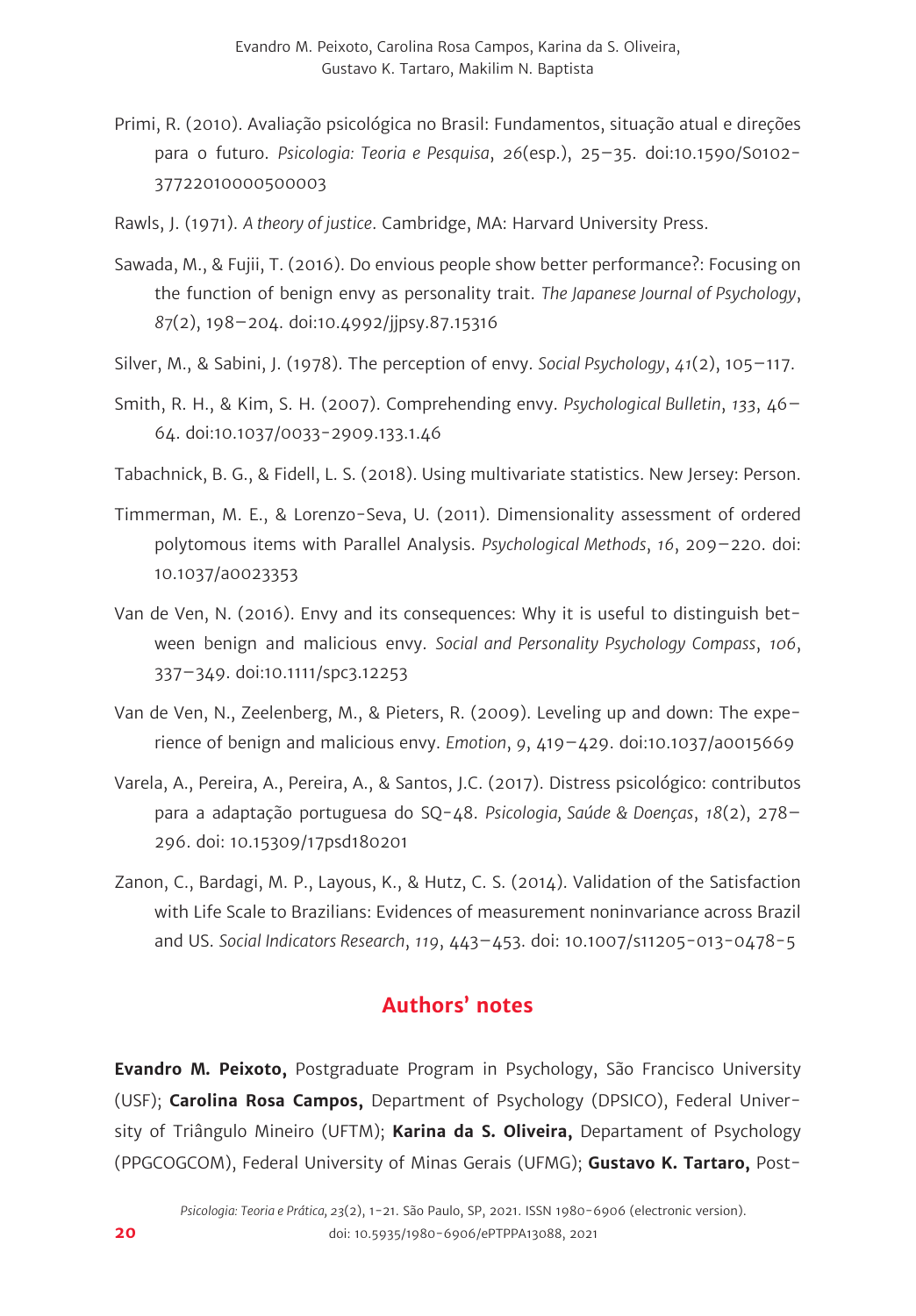Primi, R. (2010). Avaliação psicológica no Brasil: Fundamentos, situação atual e direções para o futuro. *Psicologia: Teoria e Pesquisa*, *26*(esp.), 25–35. doi:10.1590/S0102-37722010000500003

Rawls, J. (1971). *A theory of justice*. Cambridge, MA: Harvard University Press.

Sawada, M., & Fujii, T. (2016). Do envious people show better performance?: Focusing on the function of benign envy as personality trait. *The Japanese Journal of Psychology*, *87*(2), 198–204. doi:10.4992/jjpsy.87.15316

Silver, M., & Sabini, J. (1978). The perception of envy. *Social Psychology*, *41*(2), 105–117.

Smith, R. H., & Kim, S. H. (2007). Comprehending envy. *Psychological Bulletin*, *133*, 46–64. doi:10.1037/0033-2909.133.1.46

Tabachnick, B. G., & Fidell, L. S. (2018). Using multivariate statistics. New Jersey: Person.

Timmerman, M. E., & Lorenzo-Seva, U. (2011). Dimensionality assessment of ordered polytomous items with Parallel Analysis. *Psychological Methods*, *16*, 209–220. doi: 10.1037/a0023353

Van de Ven, N. (2016). Envy and its consequences: Why it is useful to distinguish between benign and malicious envy. *Social and Personality Psychology Compass*, *106*, 337–349. doi:10.1111/spc3.12253

Van de Ven, N., Zeelenberg, M., & Pieters, R. (2009). Leveling up and down: The experience of benign and malicious envy. *Emotion*, *9*, 419–429. doi:10.1037/a0015669

Varela, A., Pereira, A., Pereira, A., & Santos, J.C. (2017). Distress psicológico: contributos para a adaptação portuguesa do SQ-48. *Psicologia, Saúde & Doenças*, *18*(2), 278–296. doi: 10.15309/17psd180201

Zanon, C., Bardagi, M. P., Layous, K., & Hutz, C. S. (2014). Validation of the Satisfaction with Life Scale to Brazilians: Evidences of measurement noninvariance across Brazil and US. *Social Indicators Research*, *119*, 443–453. doi: 10.1007/s11205-013-0478-5

## Authors' notes

**Evandro M. Peixoto,** Postgraduate Program in Psychology, São Francisco University (USF); **Carolina Rosa Campos,** Department of Psychology (DPSICO), Federal University of Triângulo Mineiro (UFTM); **Karina da S. Oliveira,** Departament of Psychology (PPGCOGCOM), Federal University of Minas Gerais (UFMG); **Gustavo K. Tartaro,** Post-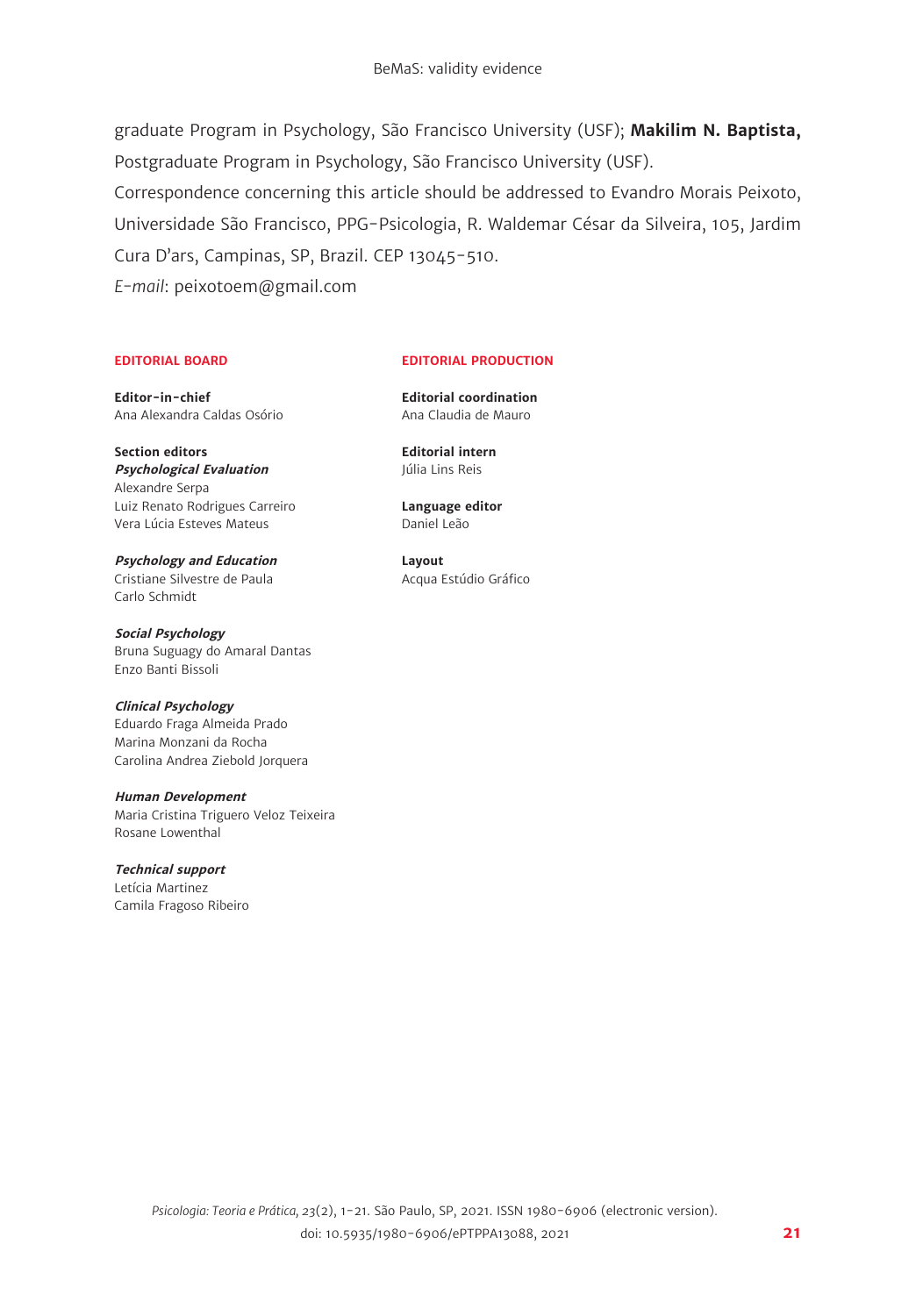graduate Program in Psychology, São Francisco University (USF); **Makilim N. Baptista,** Postgraduate Program in Psychology, São Francisco University (USF).

Correspondence concerning this article should be addressed to Evandro Morais Peixoto, Universidade São Francisco, PPG-Psicologia, R. Waldemar César da Silveira, 105, Jardim Cura D'ars, Campinas, SP, Brazil. CEP 13045-510.

*E-mail*: peixotoem@gmail.com

#### EDITORIAL BOARD

**Editor-in-chief**
Ana Alexandra Caldas Osório

**Section editors**
***Psychological Evaluation***
Alexandre Serpa
Luiz Renato Rodrigues Carreiro
Vera Lúcia Esteves Mateus

***Psychology and Education***
Cristiane Silvestre de Paula
Carlo Schmidt

***Social Psychology***
Bruna Suguagy do Amaral Dantas
Enzo Banti Bissoli

***Clinical Psychology***
Eduardo Fraga Almeida Prado
Marina Monzani da Rocha
Carolina Andrea Ziebold Jorquera

***Human Development***
Maria Cristina Triguero Veloz Teixeira
Rosane Lowenthal

***Technical support***
Letícia Martinez
Camila Fragoso Ribeiro

#### EDITORIAL PRODUCTION

**Editorial coordination**
Ana Claudia de Mauro

**Editorial intern**
Júlia Lins Reis

**Language editor**
Daniel Leão

**Layout**
Acqua Estúdio Gráfico